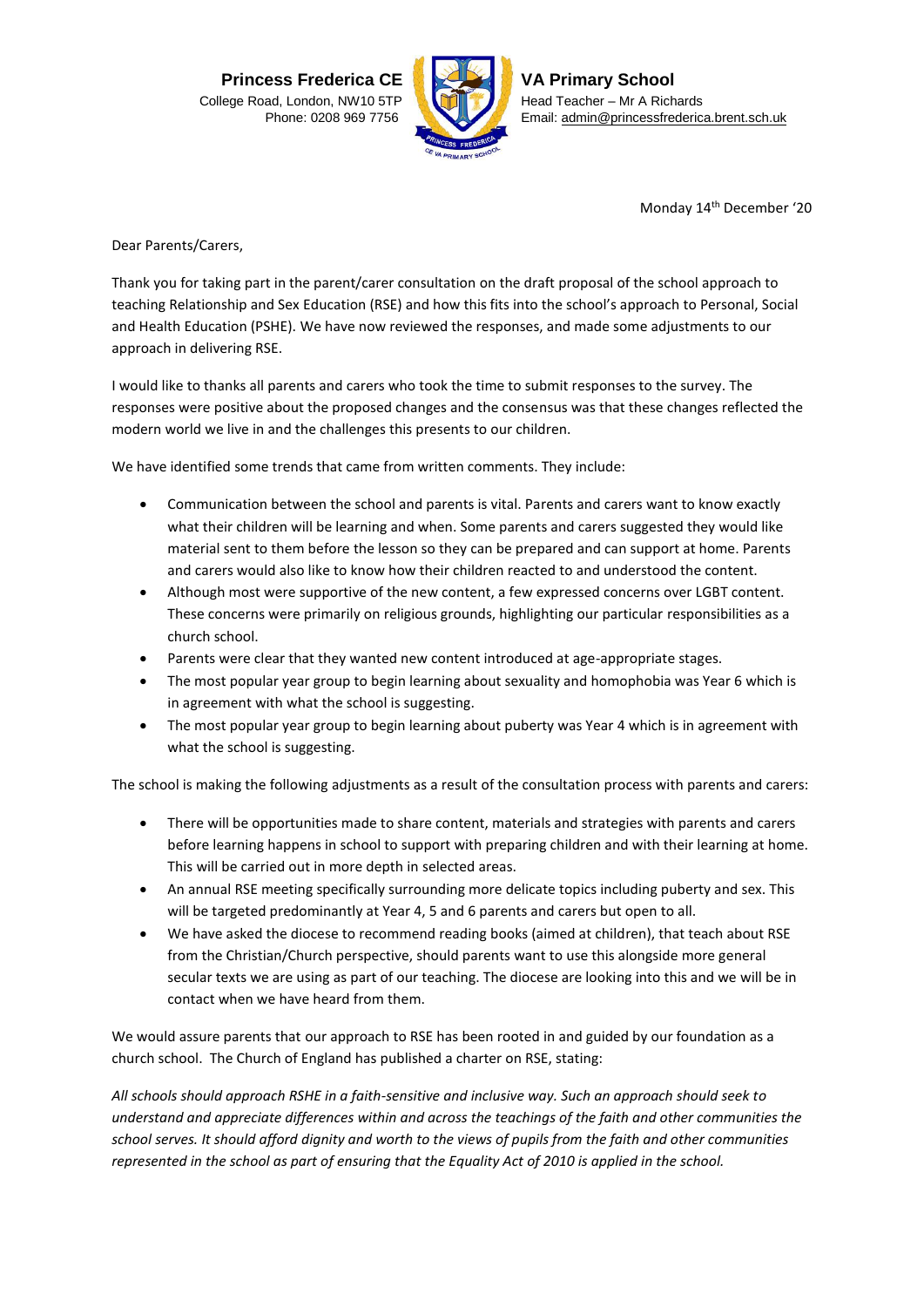**Princess Frederica CE VA Primary School**

College Road, London, NW10 5TP
Phone: 0208 969 7756

Head Teacher – Mr A Richards
Email: admin@princessfrederica.brent.sch.uk

Monday 14th December '20

Dear Parents/Carers,

Thank you for taking part in the parent/carer consultation on the draft proposal of the school approach to teaching Relationship and Sex Education (RSE) and how this fits into the school's approach to Personal, Social and Health Education (PSHE). We have now reviewed the responses, and made some adjustments to our approach in delivering RSE.

I would like to thanks all parents and carers who took the time to submit responses to the survey. The responses were positive about the proposed changes and the consensus was that these changes reflected the modern world we live in and the challenges this presents to our children.

We have identified some trends that came from written comments. They include:

- Communication between the school and parents is vital. Parents and carers want to know exactly what their children will be learning and when. Some parents and carers suggested they would like material sent to them before the lesson so they can be prepared and can support at home. Parents and carers would also like to know how their children reacted to and understood the content.
- Although most were supportive of the new content, a few expressed concerns over LGBT content. These concerns were primarily on religious grounds, highlighting our particular responsibilities as a church school.
- Parents were clear that they wanted new content introduced at age-appropriate stages.
- The most popular year group to begin learning about sexuality and homophobia was Year 6 which is in agreement with what the school is suggesting.
- The most popular year group to begin learning about puberty was Year 4 which is in agreement with what the school is suggesting.

The school is making the following adjustments as a result of the consultation process with parents and carers:

- There will be opportunities made to share content, materials and strategies with parents and carers before learning happens in school to support with preparing children and with their learning at home. This will be carried out in more depth in selected areas.
- An annual RSE meeting specifically surrounding more delicate topics including puberty and sex. This will be targeted predominantly at Year 4, 5 and 6 parents and carers but open to all.
- We have asked the diocese to recommend reading books (aimed at children), that teach about RSE from the Christian/Church perspective, should parents want to use this alongside more general secular texts we are using as part of our teaching. The diocese are looking into this and we will be in contact when we have heard from them.

We would assure parents that our approach to RSE has been rooted in and guided by our foundation as a church school. The Church of England has published a charter on RSE, stating:

*All schools should approach RSHE in a faith-sensitive and inclusive way. Such an approach should seek to understand and appreciate differences within and across the teachings of the faith and other communities the school serves. It should afford dignity and worth to the views of pupils from the faith and other communities represented in the school as part of ensuring that the Equality Act of 2010 is applied in the school.*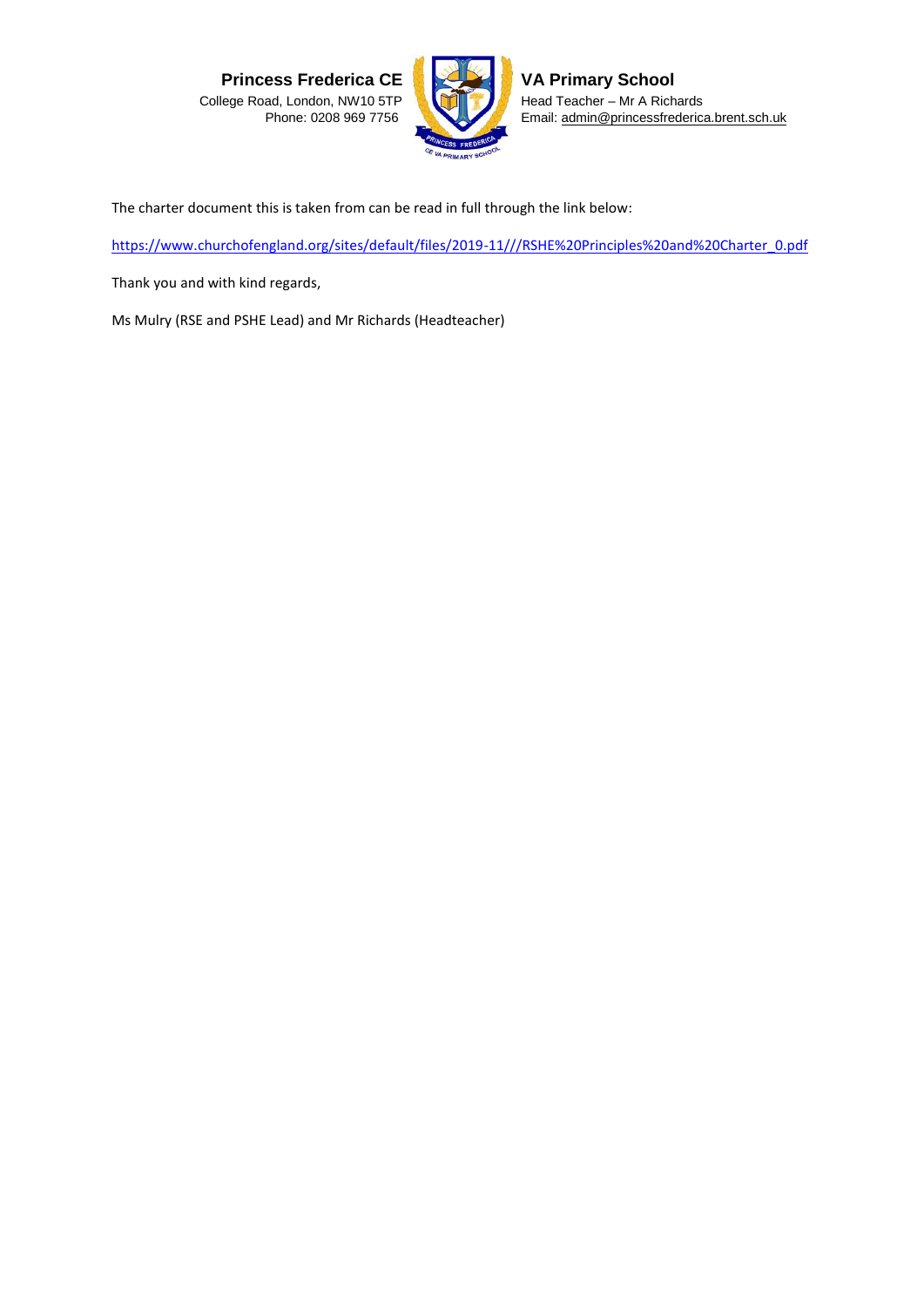**Princess Frederica CE VA Primary School**
College Road, London, NW10 5TP
Phone: 0208 969 7756
Head Teacher – Mr A Richards
Email: admin@princessfrederica.brent.sch.uk

The charter document this is taken from can be read in full through the link below:

https://www.churchofengland.org/sites/default/files/2019-11///RSHE%20Principles%20and%20Charter_0.pdf

Thank you and with kind regards,

Ms Mulry (RSE and PSHE Lead) and Mr Richards (Headteacher)